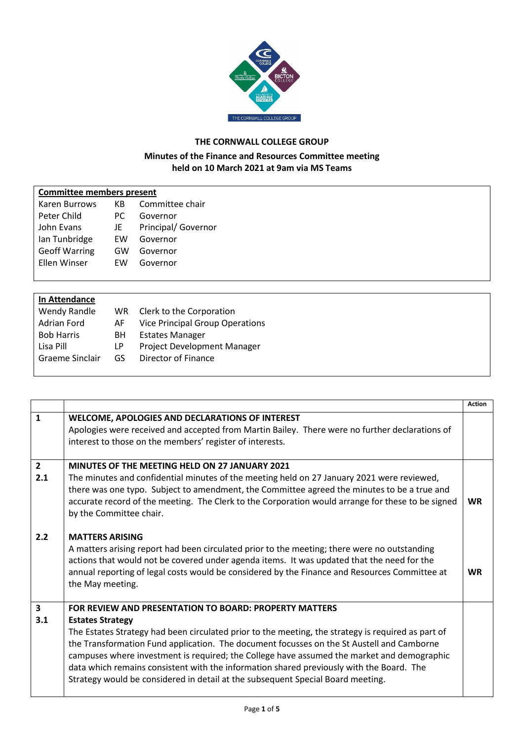**THE CORNWALL COLLEGE GROUP**

**Minutes of the Finance and Resources Committee meeting held on 10 March 2021 at 9am via MS Teams**

| **Committee members present** | | |
|---|---|---|
| Karen Burrows | KB | Committee chair |
| Peter Child | PC | Governor |
| John Evans | JE | Principal/ Governor |
| Ian Tunbridge | EW | Governor |
| Geoff Warring | GW | Governor |
| Ellen Winser | EW | Governor |

| **In Attendance** | | |
|---|---|---|
| Wendy Randle | WR | Clerk to the Corporation |
| Adrian Ford | AF | Vice Principal Group Operations |
| Bob Harris | BH | Estates Manager |
| Lisa Pill | LP | Project Development Manager |
| Graeme Sinclair | GS | Director of Finance |

| | | **Action** |
|---|---|---|
| **1** | **WELCOME, APOLOGIES AND DECLARATIONS OF INTEREST**<br>Apologies were received and accepted from Martin Bailey. There were no further declarations of interest to those on the members' register of interests. | |
| **2**<br>**2.1** | **MINUTES OF THE MEETING HELD ON 27 JANUARY 2021**<br>The minutes and confidential minutes of the meeting held on 27 January 2021 were reviewed, there was one typo. Subject to amendment, the Committee agreed the minutes to be a true and accurate record of the meeting. The Clerk to the Corporation would arrange for these to be signed by the Committee chair. | **WR** |
| **2.2** | **MATTERS ARISING**<br>A matters arising report had been circulated prior to the meeting; there were no outstanding actions that would not be covered under agenda items. It was updated that the need for the annual reporting of legal costs would be considered by the Finance and Resources Committee at the May meeting. | **WR** |
| **3**<br>**3.1** | **FOR REVIEW AND PRESENTATION TO BOARD: PROPERTY MATTERS**<br>**Estates Strategy**<br>The Estates Strategy had been circulated prior to the meeting, the strategy is required as part of the Transformation Fund application. The document focusses on the St Austell and Camborne campuses where investment is required; the College have assumed the market and demographic data which remains consistent with the information shared previously with the Board. The Strategy would be considered in detail at the subsequent Special Board meeting. | |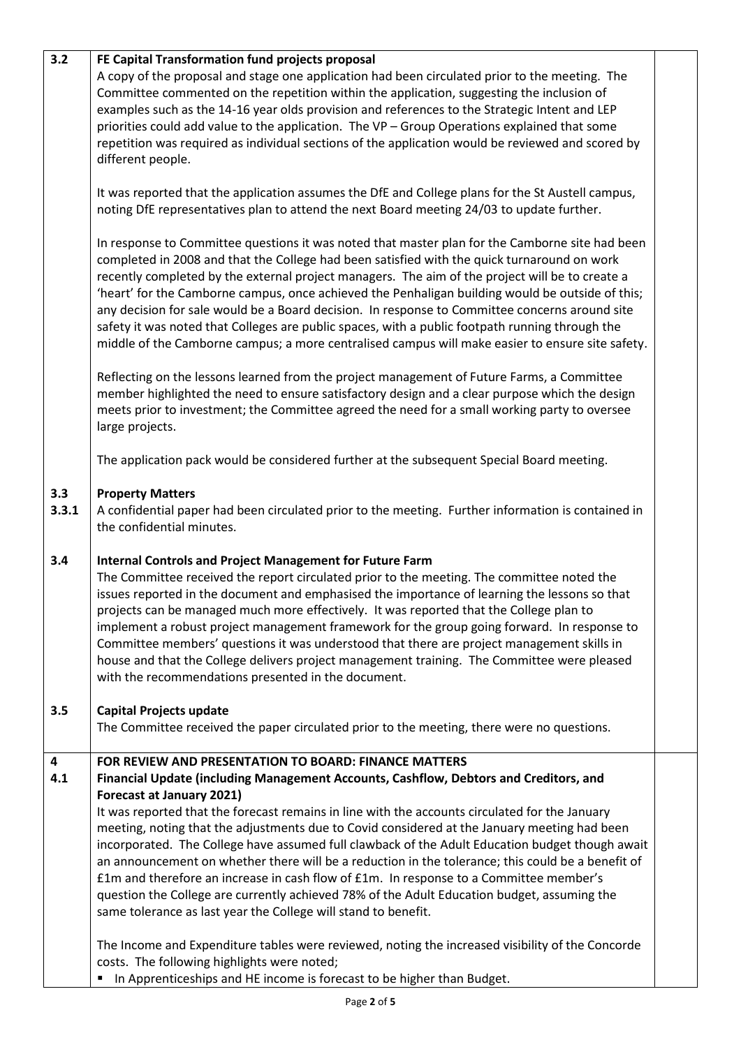**3.2 FE Capital Transformation fund projects proposal**

A copy of the proposal and stage one application had been circulated prior to the meeting. The Committee commented on the repetition within the application, suggesting the inclusion of examples such as the 14-16 year olds provision and references to the Strategic Intent and LEP priorities could add value to the application. The VP – Group Operations explained that some repetition was required as individual sections of the application would be reviewed and scored by different people.

It was reported that the application assumes the DfE and College plans for the St Austell campus, noting DfE representatives plan to attend the next Board meeting 24/03 to update further.

In response to Committee questions it was noted that master plan for the Camborne site had been completed in 2008 and that the College had been satisfied with the quick turnaround on work recently completed by the external project managers. The aim of the project will be to create a 'heart' for the Camborne campus, once achieved the Penhaligan building would be outside of this; any decision for sale would be a Board decision. In response to Committee concerns around site safety it was noted that Colleges are public spaces, with a public footpath running through the middle of the Camborne campus; a more centralised campus will make easier to ensure site safety.

Reflecting on the lessons learned from the project management of Future Farms, a Committee member highlighted the need to ensure satisfactory design and a clear purpose which the design meets prior to investment; the Committee agreed the need for a small working party to oversee large projects.

The application pack would be considered further at the subsequent Special Board meeting.

**3.3 Property Matters**

**3.3.1** A confidential paper had been circulated prior to the meeting. Further information is contained in the confidential minutes.

**3.4 Internal Controls and Project Management for Future Farm**

The Committee received the report circulated prior to the meeting. The committee noted the issues reported in the document and emphasised the importance of learning the lessons so that projects can be managed much more effectively. It was reported that the College plan to implement a robust project management framework for the group going forward. In response to Committee members' questions it was understood that there are project management skills in house and that the College delivers project management training. The Committee were pleased with the recommendations presented in the document.

**3.5 Capital Projects update**

The Committee received the paper circulated prior to the meeting, there were no questions.

**4 FOR REVIEW AND PRESENTATION TO BOARD: FINANCE MATTERS**

**4.1 Financial Update (including Management Accounts, Cashflow, Debtors and Creditors, and Forecast at January 2021)**

It was reported that the forecast remains in line with the accounts circulated for the January meeting, noting that the adjustments due to Covid considered at the January meeting had been incorporated. The College have assumed full clawback of the Adult Education budget though await an announcement on whether there will be a reduction in the tolerance; this could be a benefit of £1m and therefore an increase in cash flow of £1m. In response to a Committee member's question the College are currently achieved 78% of the Adult Education budget, assuming the same tolerance as last year the College will stand to benefit.

The Income and Expenditure tables were reviewed, noting the increased visibility of the Concorde costs. The following highlights were noted;

- In Apprenticeships and HE income is forecast to be higher than Budget.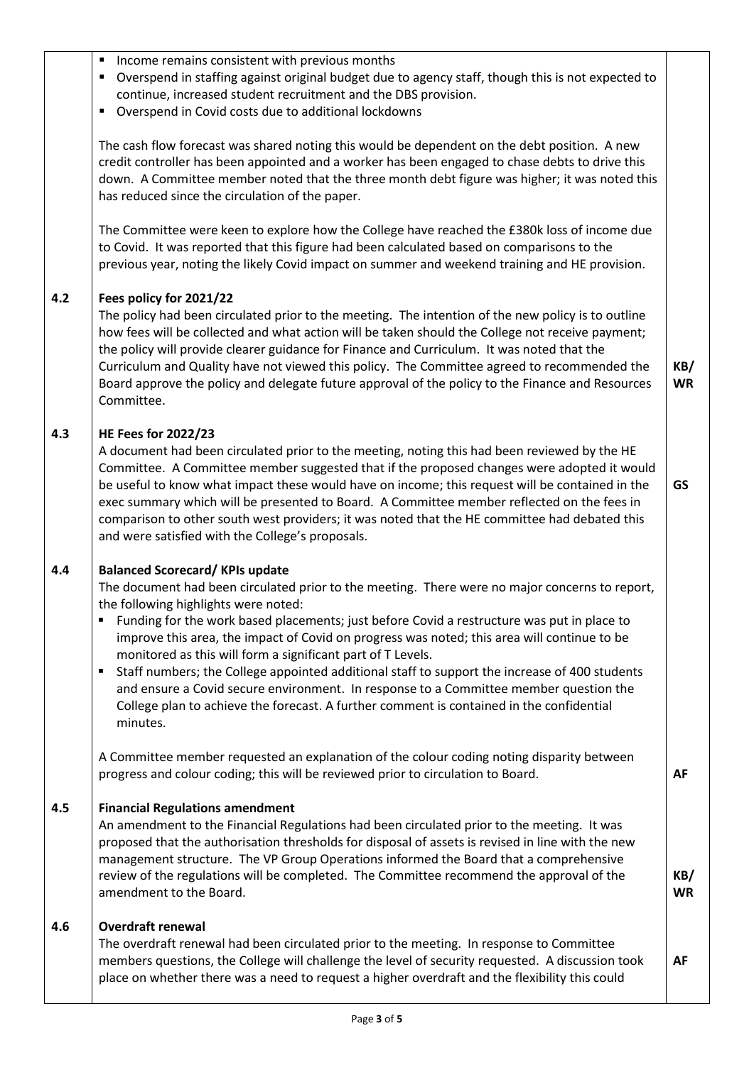| | | |
|---|---|---|
| | - Income remains consistent with previous months<br>- Overspend in staffing against original budget due to agency staff, though this is not expected to continue, increased student recruitment and the DBS provision.<br>- Overspend in Covid costs due to additional lockdowns<br><br>The cash flow forecast was shared noting this would be dependent on the debt position. A new credit controller has been appointed and a worker has been engaged to chase debts to drive this down. A Committee member noted that the three month debt figure was higher; it was noted this has reduced since the circulation of the paper.<br><br>The Committee were keen to explore how the College have reached the £380k loss of income due to Covid. It was reported that this figure had been calculated based on comparisons to the previous year, noting the likely Covid impact on summer and weekend training and HE provision. | |
| 4.2 | **Fees policy for 2021/22**<br>The policy had been circulated prior to the meeting. The intention of the new policy is to outline how fees will be collected and what action will be taken should the College not receive payment; the policy will provide clearer guidance for Finance and Curriculum. It was noted that the Curriculum and Quality have not viewed this policy. The Committee agreed to recommended the Board approve the policy and delegate future approval of the policy to the Finance and Resources Committee. | **KB/ WR** |
| 4.3 | **HE Fees for 2022/23**<br>A document had been circulated prior to the meeting, noting this had been reviewed by the HE Committee. A Committee member suggested that if the proposed changes were adopted it would be useful to know what impact these would have on income; this request will be contained in the exec summary which will be presented to Board. A Committee member reflected on the fees in comparison to other south west providers; it was noted that the HE committee had debated this and were satisfied with the College's proposals. | **GS** |
| 4.4 | **Balanced Scorecard/ KPIs update**<br>The document had been circulated prior to the meeting. There were no major concerns to report, the following highlights were noted:<br>- Funding for the work based placements; just before Covid a restructure was put in place to improve this area, the impact of Covid on progress was noted; this area will continue to be monitored as this will form a significant part of T Levels.<br>- Staff numbers; the College appointed additional staff to support the increase of 400 students and ensure a Covid secure environment. In response to a Committee member question the College plan to achieve the forecast. A further comment is contained in the confidential minutes.<br><br>A Committee member requested an explanation of the colour coding noting disparity between progress and colour coding; this will be reviewed prior to circulation to Board. | **AF** |
| 4.5 | **Financial Regulations amendment**<br>An amendment to the Financial Regulations had been circulated prior to the meeting. It was proposed that the authorisation thresholds for disposal of assets is revised in line with the new management structure. The VP Group Operations informed the Board that a comprehensive review of the regulations will be completed. The Committee recommend the approval of the amendment to the Board. | **KB/ WR** |
| 4.6 | **Overdraft renewal**<br>The overdraft renewal had been circulated prior to the meeting. In response to Committee members questions, the College will challenge the level of security requested. A discussion took place on whether there was a need to request a higher overdraft and the flexibility this could | **AF** |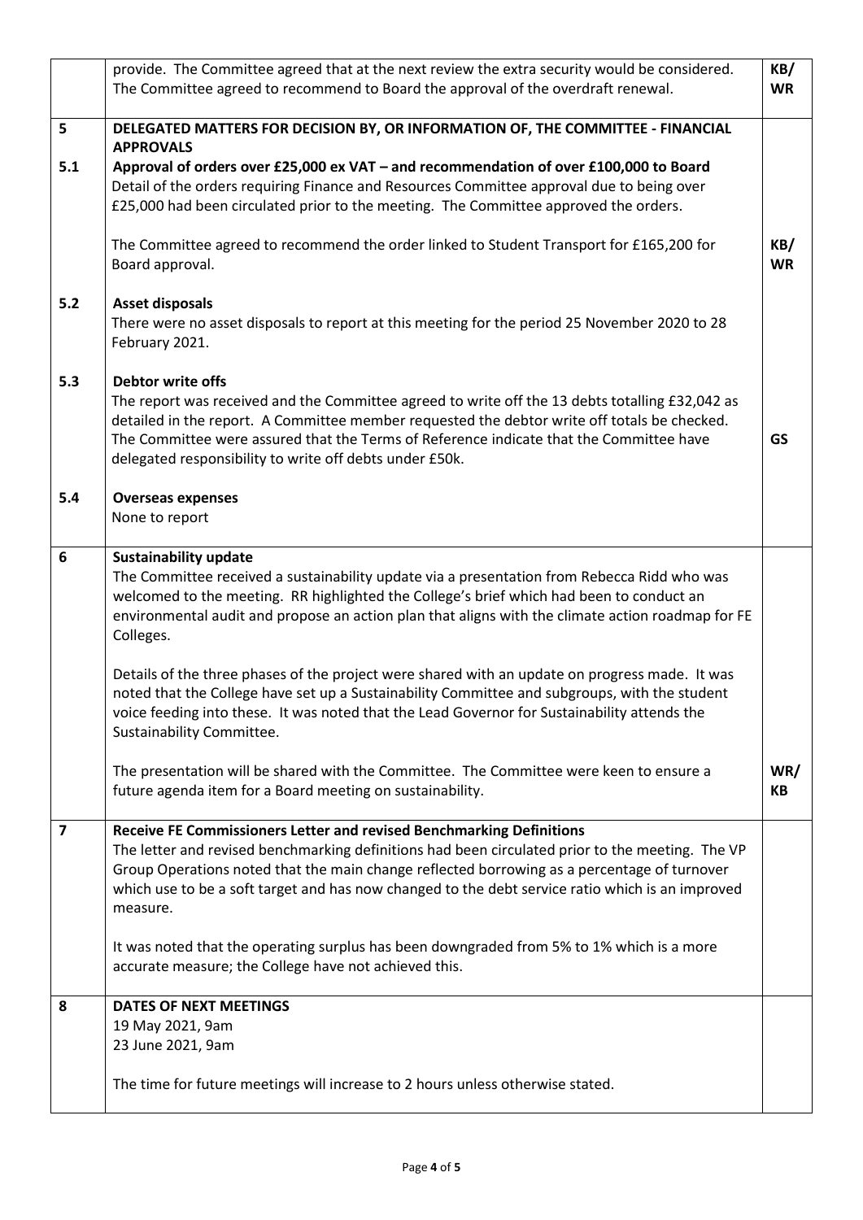| | | |
|---|---|---|
| | provide. The Committee agreed that at the next review the extra security would be considered. The Committee agreed to recommend to Board the approval of the overdraft renewal. | KB/ WR |
| **5** | **DELEGATED MATTERS FOR DECISION BY, OR INFORMATION OF, THE COMMITTEE - FINANCIAL APPROVALS** | |
| **5.1** | **Approval of orders over £25,000 ex VAT – and recommendation of over £100,000 to Board** Detail of the orders requiring Finance and Resources Committee approval due to being over £25,000 had been circulated prior to the meeting. The Committee approved the orders. | |
| | The Committee agreed to recommend the order linked to Student Transport for £165,200 for Board approval. | KB/ WR |
| **5.2** | **Asset disposals** There were no asset disposals to report at this meeting for the period 25 November 2020 to 28 February 2021. | |
| **5.3** | **Debtor write offs** The report was received and the Committee agreed to write off the 13 debts totalling £32,042 as detailed in the report. A Committee member requested the debtor write off totals be checked. The Committee were assured that the Terms of Reference indicate that the Committee have delegated responsibility to write off debts under £50k. | GS |
| **5.4** | **Overseas expenses** None to report | |
| **6** | **Sustainability update** The Committee received a sustainability update via a presentation from Rebecca Ridd who was welcomed to the meeting. RR highlighted the College's brief which had been to conduct an environmental audit and propose an action plan that aligns with the climate action roadmap for FE Colleges. | |
| | Details of the three phases of the project were shared with an update on progress made. It was noted that the College have set up a Sustainability Committee and subgroups, with the student voice feeding into these. It was noted that the Lead Governor for Sustainability attends the Sustainability Committee. | |
| | The presentation will be shared with the Committee. The Committee were keen to ensure a future agenda item for a Board meeting on sustainability. | WR/ KB |
| **7** | **Receive FE Commissioners Letter and revised Benchmarking Definitions** The letter and revised benchmarking definitions had been circulated prior to the meeting. The VP Group Operations noted that the main change reflected borrowing as a percentage of turnover which use to be a soft target and has now changed to the debt service ratio which is an improved measure. | |
| | It was noted that the operating surplus has been downgraded from 5% to 1% which is a more accurate measure; the College have not achieved this. | |
| **8** | **DATES OF NEXT MEETINGS** 19 May 2021, 9am 23 June 2021, 9am | |
| | The time for future meetings will increase to 2 hours unless otherwise stated. | |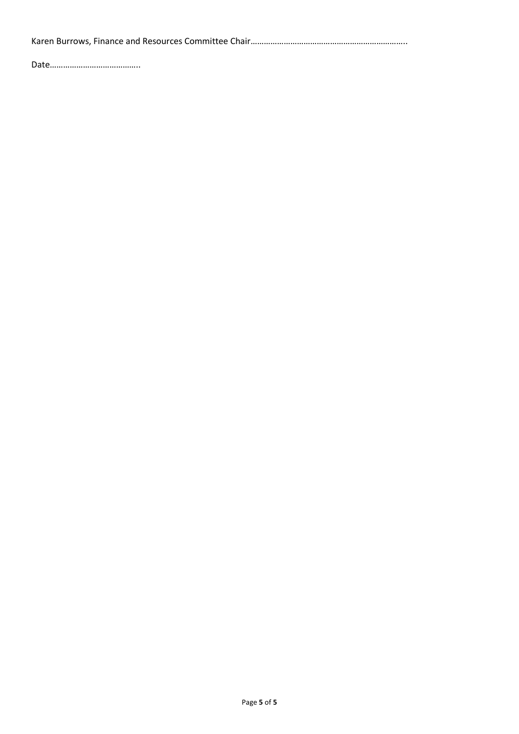Karen Burrows, Finance and Resources Committee Chair……………………………………………………………..

Date…………………………………..